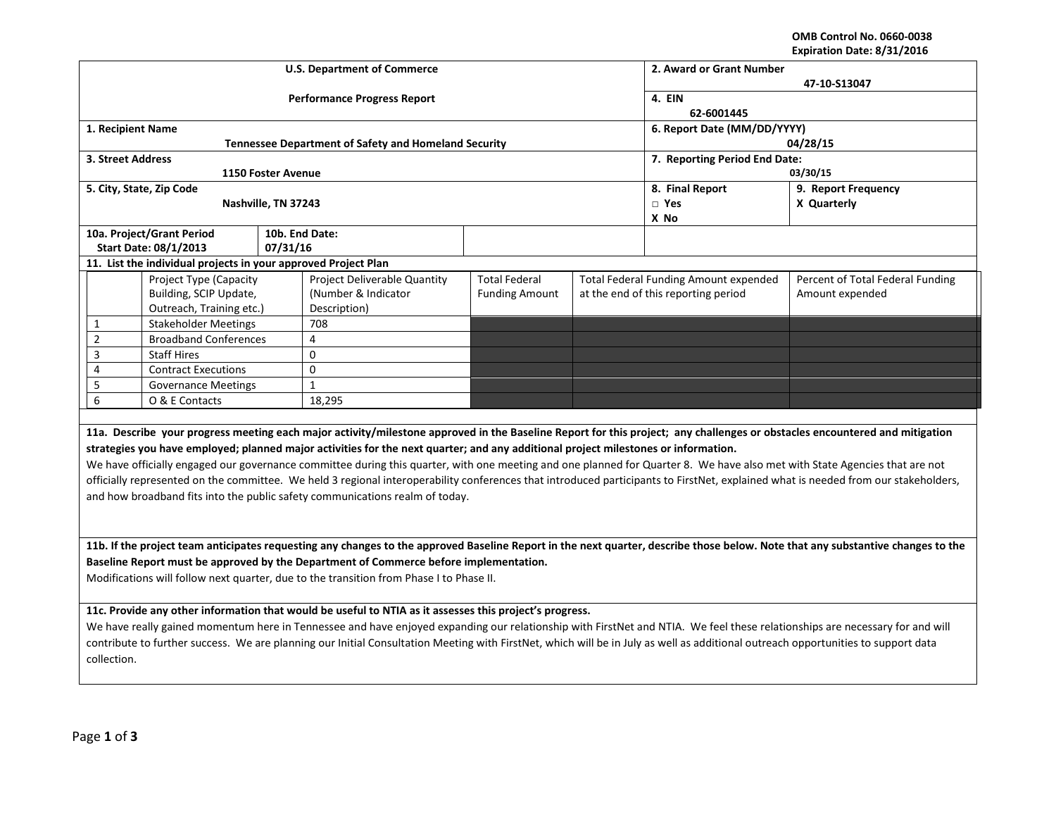OMB Control No. 0660-0038
Expiration Date: 8/31/2016

| U.S. Department of Commerce | | 2. Award or Grant Number | |
|---|---|---|---|
| Performance Progress Report | | 2. Award or Grant Number: 47-10-S13047 | |
| | | 4. EIN: 62-6001445 | |
| 1. Recipient Name: Tennessee Department of Safety and Homeland Security | | 6. Report Date (MM/DD/YYYY): 04/28/15 | |
| 3. Street Address: 1150 Foster Avenue | | 7. Reporting Period End Date: 03/30/15 | |
| 5. City, State, Zip Code: Nashville, TN 37243 | | 8. Final Report: □ Yes X No | 9. Report Frequency: X Quarterly |
| 10a. Project/Grant Period Start Date: 08/1/2013 | 10b. End Date: 07/31/16 | | |

**11. List the individual projects in your approved Project Plan**

| | Project Type (Capacity Building, SCIP Update, Outreach, Training etc.) | Project Deliverable Quantity (Number & Indicator Description) | Total Federal Funding Amount | Total Federal Funding Amount expended at the end of this reporting period | Percent of Total Federal Funding Amount expended |
|---|---|---|---|---|---|
| 1 | Stakeholder Meetings | 708 | | | |
| 2 | Broadband Conferences | 4 | | | |
| 3 | Staff Hires | 0 | | | |
| 4 | Contract Executions | 0 | | | |
| 5 | Governance Meetings | 1 | | | |
| 6 | O & E Contacts | 18,295 | | | |

**11a. Describe your progress meeting each major activity/milestone approved in the Baseline Report for this project; any challenges or obstacles encountered and mitigation strategies you have employed; planned major activities for the next quarter; and any additional project milestones or information.**

We have officially engaged our governance committee during this quarter, with one meeting and one planned for Quarter 8. We have also met with State Agencies that are not officially represented on the committee. We held 3 regional interoperability conferences that introduced participants to FirstNet, explained what is needed from our stakeholders, and how broadband fits into the public safety communications realm of today.

**11b. If the project team anticipates requesting any changes to the approved Baseline Report in the next quarter, describe those below. Note that any substantive changes to the Baseline Report must be approved by the Department of Commerce before implementation.**

Modifications will follow next quarter, due to the transition from Phase I to Phase II.

**11c. Provide any other information that would be useful to NTIA as it assesses this project's progress.**

We have really gained momentum here in Tennessee and have enjoyed expanding our relationship with FirstNet and NTIA. We feel these relationships are necessary for and will contribute to further success. We are planning our Initial Consultation Meeting with FirstNet, which will be in July as well as additional outreach opportunities to support data collection.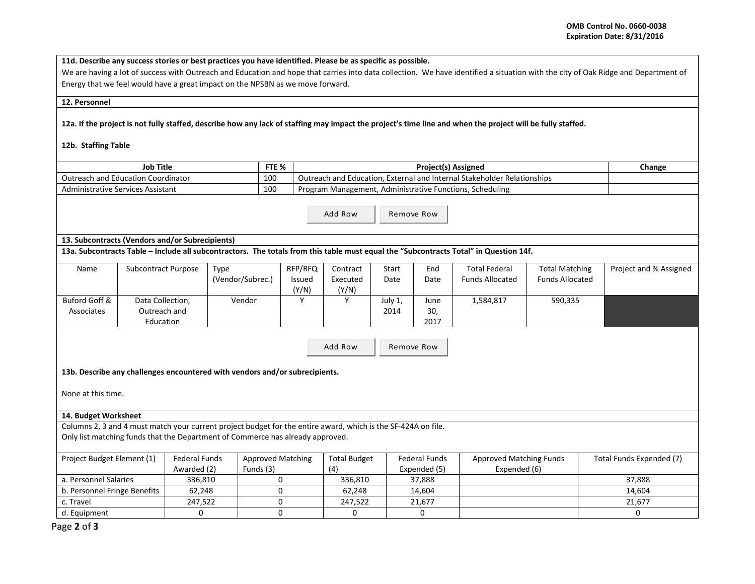**11d. Describe any success stories or best practices you have identified. Please be as specific as possible.**

We are having a lot of success with Outreach and Education and hope that carries into data collection. We have identified a situation with the city of Oak Ridge and Department of Energy that we feel would have a great impact on the NPSBN as we move forward.

**12. Personnel**

**12a. If the project is not fully staffed, describe how any lack of staffing may impact the project's time line and when the project will be fully staffed.**

**12b. Staffing Table**

| Job Title | FTE % | Project(s) Assigned | Change |
|---|---|---|---|
| Outreach and Education Coordinator | 100 | Outreach and Education, External and Internal Stakeholder Relationships | |
| Administrative Services Assistant | 100 | Program Management, Administrative Functions, Scheduling | |

Add Row Remove Row

**13. Subcontracts (Vendors and/or Subrecipients)**

**13a. Subcontracts Table – Include all subcontractors. The totals from this table must equal the "Subcontracts Total" in Question 14f.**

| Name | Subcontract Purpose | Type (Vendor/Subrec.) | RFP/RFQ Issued (Y/N) | Contract Executed (Y/N) | Start Date | End Date | Total Federal Funds Allocated | Total Matching Funds Allocated | Project and % Assigned |
|---|---|---|---|---|---|---|---|---|---|
| Buford Goff & Associates | Data Collection, Outreach and Education | Vendor | Y | Y | July 1, 2014 | June 30, 2017 | 1,584,817 | 590,335 | |

Add Row Remove Row

**13b. Describe any challenges encountered with vendors and/or subrecipients.**

None at this time.

**14. Budget Worksheet**

Columns 2, 3 and 4 must match your current project budget for the entire award, which is the SF-424A on file.
Only list matching funds that the Department of Commerce has already approved.

| Project Budget Element (1) | Federal Funds Awarded (2) | Approved Matching Funds (3) | Total Budget (4) | Federal Funds Expended (5) | Approved Matching Funds Expended (6) | Total Funds Expended (7) |
|---|---|---|---|---|---|---|
| a. Personnel Salaries | 336,810 | 0 | 336,810 | 37,888 | | 37,888 |
| b. Personnel Fringe Benefits | 62,248 | 0 | 62,248 | 14,604 | | 14,604 |
| c. Travel | 247,522 | 0 | 247,522 | 21,677 | | 21,677 |
| d. Equipment | 0 | 0 | 0 | 0 | | 0 |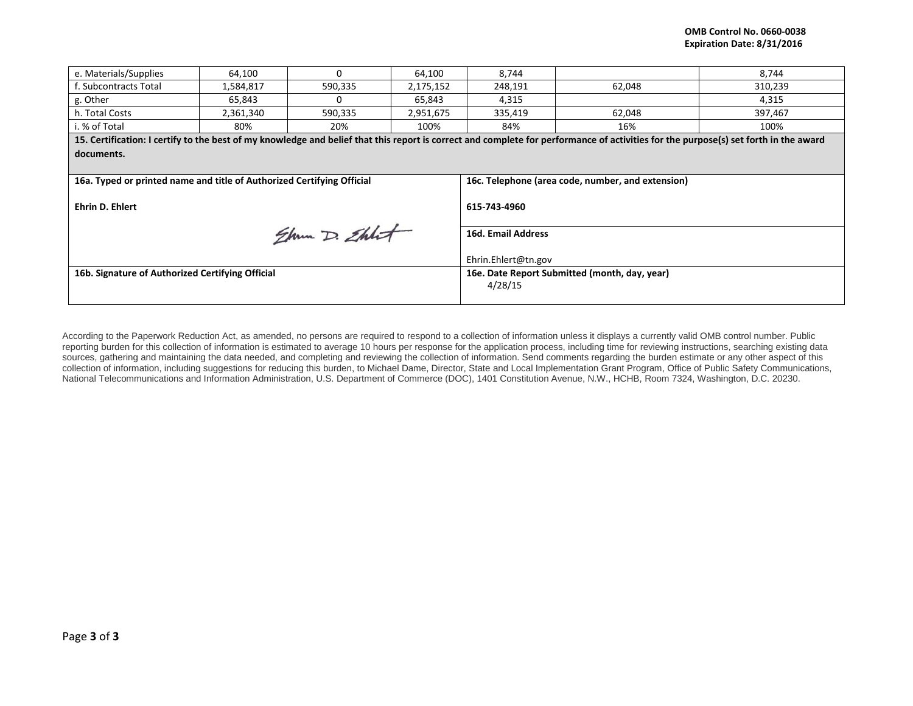OMB Control No. 0660-0038
Expiration Date: 8/31/2016

| | | | | | | |
|---|---|---|---|---|---|---|
| e. Materials/Supplies | 64,100 | 0 | 64,100 | 8,744 | | 8,744 |
| f. Subcontracts Total | 1,584,817 | 590,335 | 2,175,152 | 248,191 | 62,048 | 310,239 |
| g. Other | 65,843 | 0 | 65,843 | 4,315 | | 4,315 |
| h. Total Costs | 2,361,340 | 590,335 | 2,951,675 | 335,419 | 62,048 | 397,467 |
| i. % of Total | 80% | 20% | 100% | 84% | 16% | 100% |

**15. Certification: I certify to the best of my knowledge and belief that this report is correct and complete for performance of activities for the purpose(s) set forth in the award documents.**

| | |
|---|---|
| **16a. Typed or printed name and title of Authorized Certifying Official**<br><br>**Ehrin D. Ehlert** | **16c. Telephone (area code, number, and extension)**<br><br>**615-743-4960** |
| Ehrin D. Ehlert | **16d. Email Address**<br><br>Ehrin.Ehlert@tn.gov |
| **16b. Signature of Authorized Certifying Official** | **16e. Date Report Submitted (month, day, year)**<br>4/28/15 |

According to the Paperwork Reduction Act, as amended, no persons are required to respond to a collection of information unless it displays a currently valid OMB control number. Public reporting burden for this collection of information is estimated to average 10 hours per response for the application process, including time for reviewing instructions, searching existing data sources, gathering and maintaining the data needed, and completing and reviewing the collection of information. Send comments regarding the burden estimate or any other aspect of this collection of information, including suggestions for reducing this burden, to Michael Dame, Director, State and Local Implementation Grant Program, Office of Public Safety Communications, National Telecommunications and Information Administration, U.S. Department of Commerce (DOC), 1401 Constitution Avenue, N.W., HCHB, Room 7324, Washington, D.C. 20230.